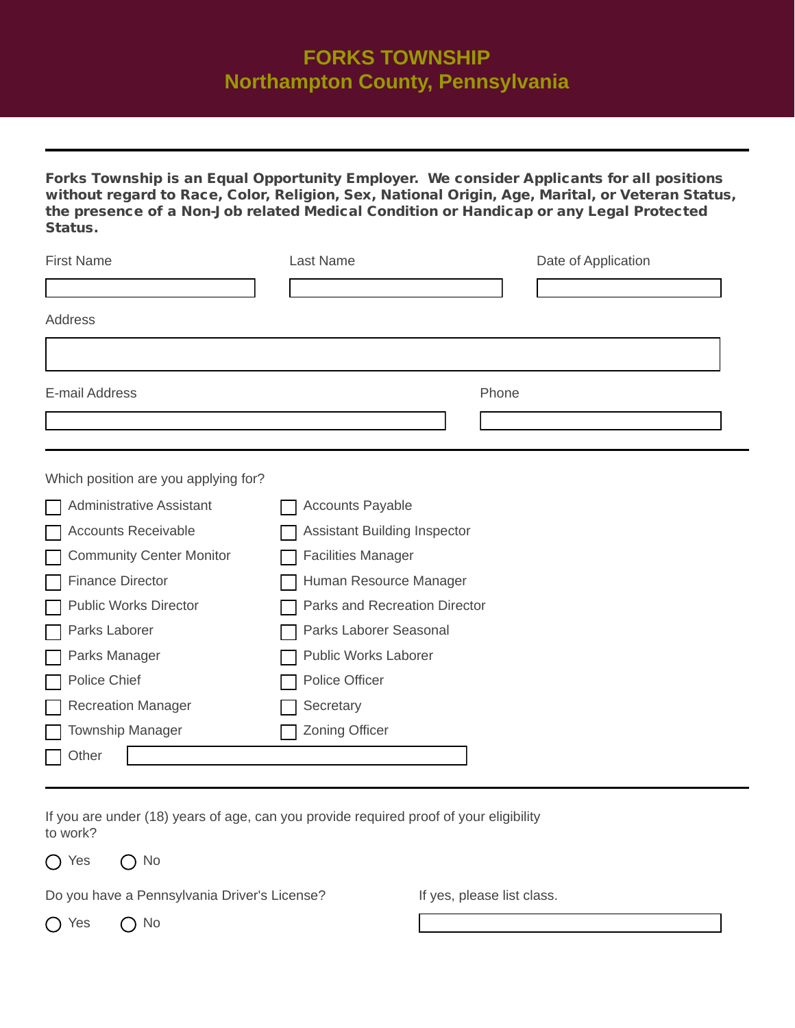# FORKS TOWNSHIP
## Northampton County, Pennsylvania

---

**Forks Township is an Equal Opportunity Employer. We consider Applicants for all positions without regard to Race, Color, Religion, Sex, National Origin, Age, Marital, or Veteran Status, the presence of a Non-Job related Medical Condition or Handicap or any Legal Protected Status.**

First Name ______________________ Last Name ______________________ Date of Application ______________________

Address ______________________________________________

E-mail Address ______________________________ Phone ______________________

---

Which position are you applying for?

- [ ] Administrative Assistant
- [ ] Accounts Payable
- [ ] Accounts Receivable
- [ ] Assistant Building Inspector
- [ ] Community Center Monitor
- [ ] Facilities Manager
- [ ] Finance Director
- [ ] Human Resource Manager
- [ ] Public Works Director
- [ ] Parks and Recreation Director
- [ ] Parks Laborer
- [ ] Parks Laborer Seasonal
- [ ] Parks Manager
- [ ] Public Works Laborer
- [ ] Police Chief
- [ ] Police Officer
- [ ] Recreation Manager
- [ ] Secretary
- [ ] Township Manager
- [ ] Zoning Officer
- [ ] Other ______________________

---

If you are under (18) years of age, can you provide required proof of your eligibility to work?

◯ Yes ◯ No

Do you have a Pennsylvania Driver's License?

◯ Yes ◯ No

If yes, please list class. ______________________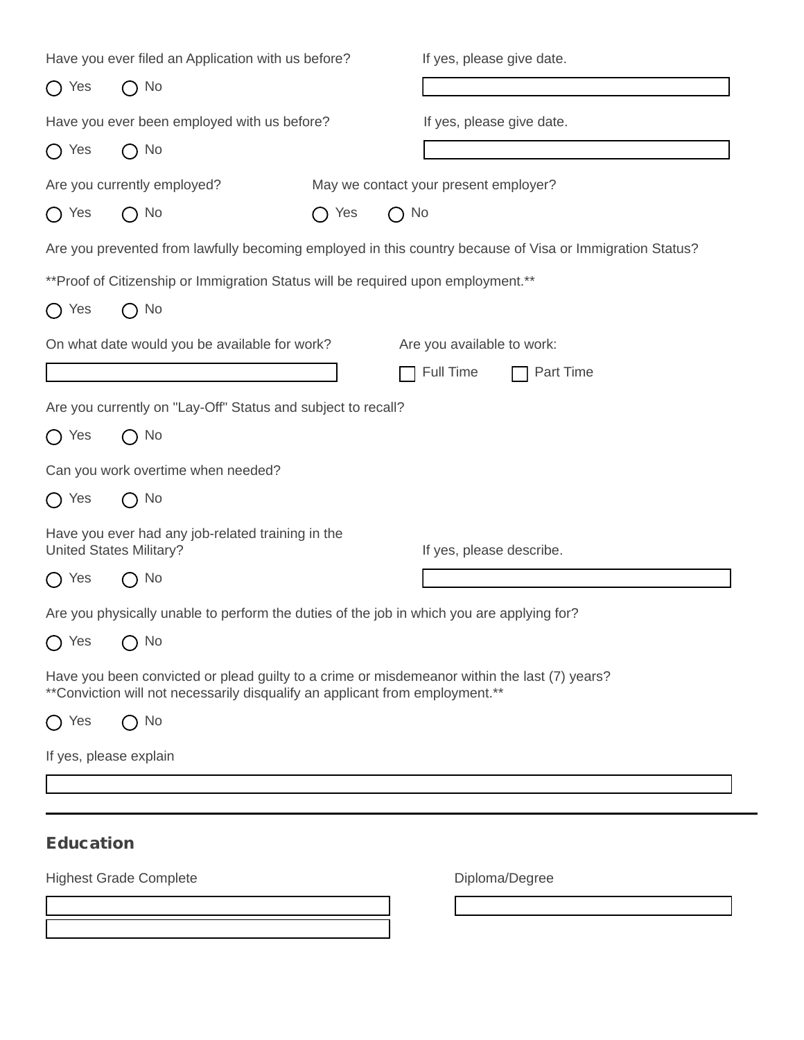Have you ever filed an Application with us before?

○ Yes ○ No

If yes, please give date.

Have you ever been employed with us before?

○ Yes ○ No

If yes, please give date.

Are you currently employed?

○ Yes ○ No

May we contact your present employer?

○ Yes ○ No

Are you prevented from lawfully becoming employed in this country because of Visa or Immigration Status?

**Proof of Citizenship or Immigration Status will be required upon employment.**

○ Yes ○ No

On what date would you be available for work?

Are you available to work:

☐ Full Time ☐ Part Time

Are you currently on "Lay-Off" Status and subject to recall?

○ Yes ○ No

Can you work overtime when needed?

○ Yes ○ No

Have you ever had any job-related training in the United States Military?

○ Yes ○ No

If yes, please describe.

Are you physically unable to perform the duties of the job in which you are applying for?

○ Yes ○ No

Have you been convicted or plead guilty to a crime or misdemeanor within the last (7) years?
**Conviction will not necessarily disqualify an applicant from employment.**

○ Yes ○ No

If yes, please explain

---

## Education

Highest Grade Complete

Diploma/Degree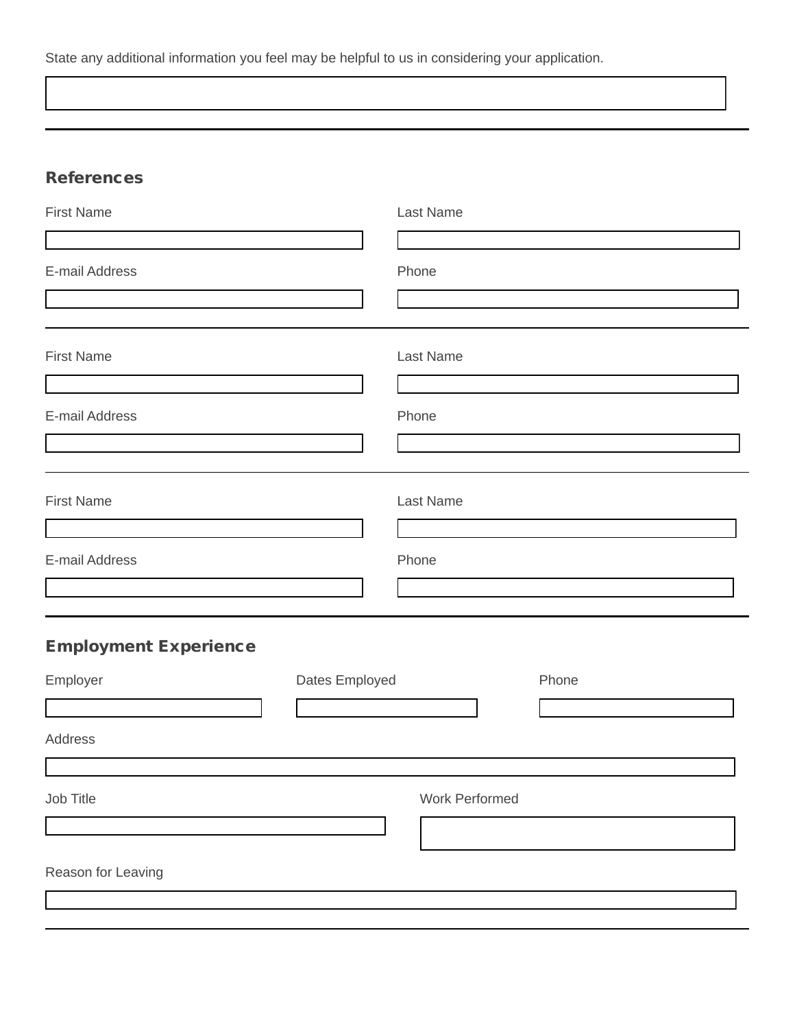State any additional information you feel may be helpful to us in considering your application.

---

## References

First Name

Last Name

E-mail Address

Phone

---

First Name

Last Name

E-mail Address

Phone

---

First Name

Last Name

E-mail Address

Phone

---

## Employment Experience

Employer

Dates Employed

Phone

Address

Job Title

Work Performed

Reason for Leaving

---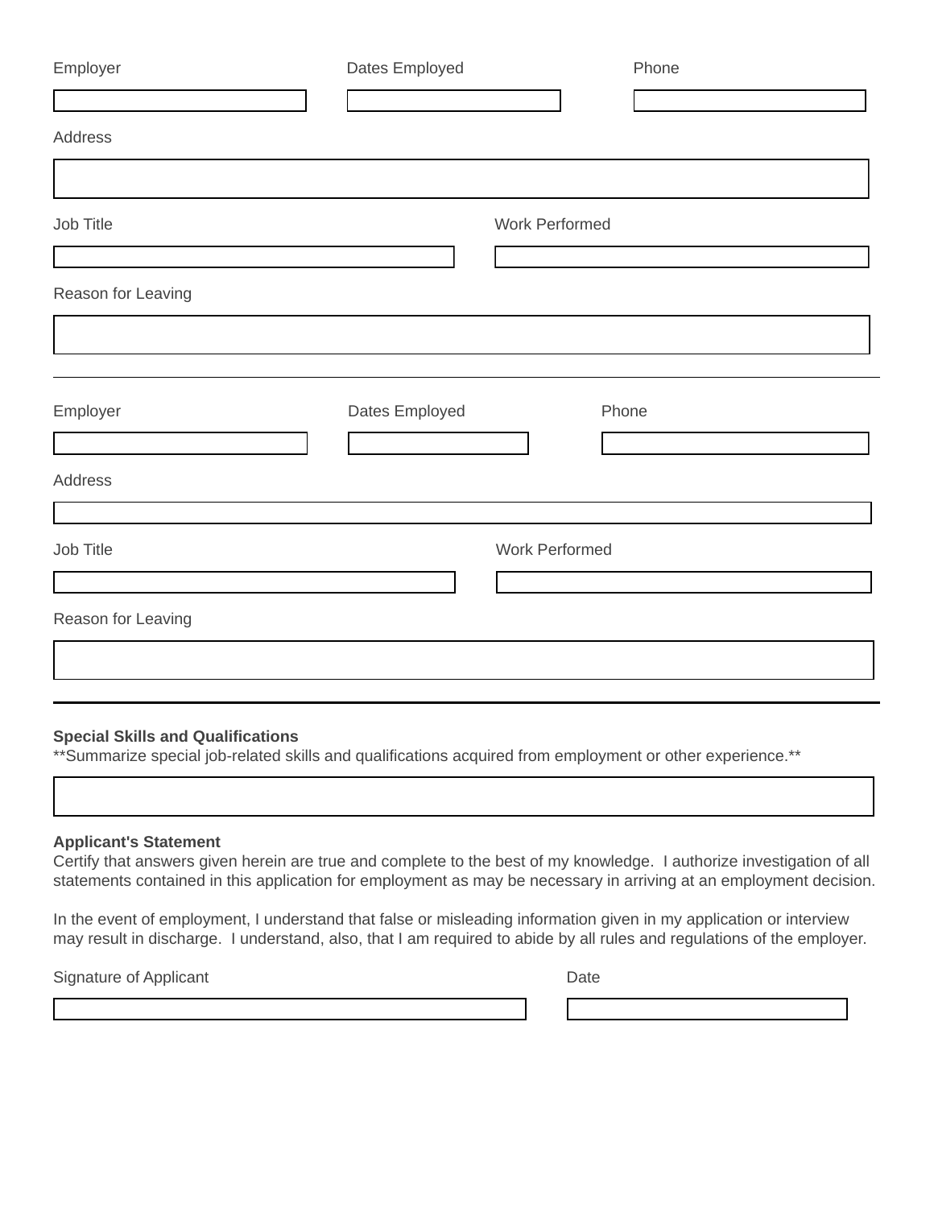Employer

Dates Employed

Phone

Address

Job Title

Work Performed

Reason for Leaving

---

Employer

Dates Employed

Phone

Address

Job Title

Work Performed

Reason for Leaving

---

**Special Skills and Qualifications**

\*\*Summarize special job-related skills and qualifications acquired from employment or other experience.\*\*

**Applicant's Statement**

Certify that answers given herein are true and complete to the best of my knowledge. I authorize investigation of all statements contained in this application for employment as may be necessary in arriving at an employment decision.

In the event of employment, I understand that false or misleading information given in my application or interview may result in discharge. I understand, also, that I am required to abide by all rules and regulations of the employer.

Signature of Applicant

Date